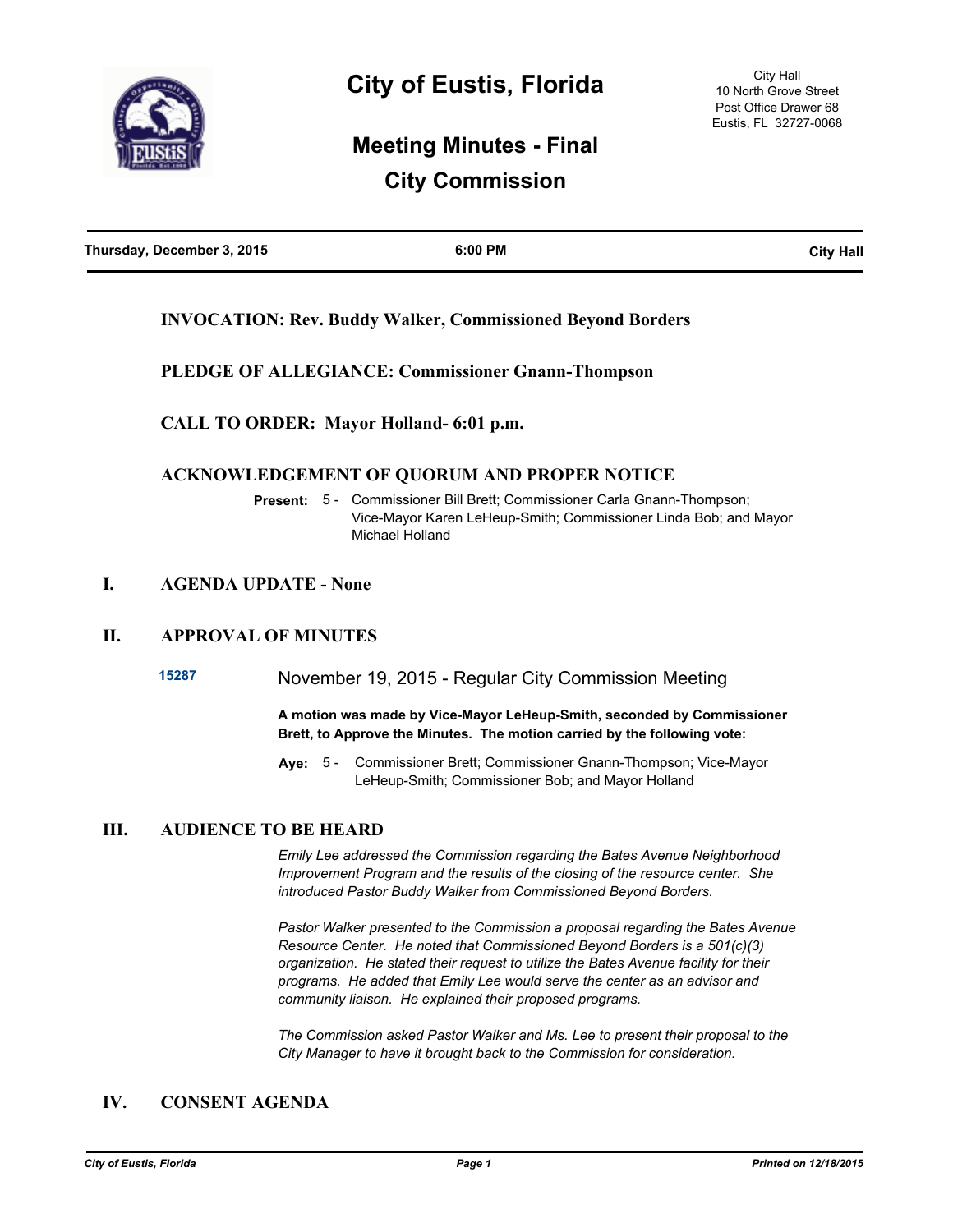# City of Eustis, Florida

City Hall
10 North Grove Street
Post Office Drawer 68
Eustis, FL 32727-0068

## Meeting Minutes - Final
## City Commission

**Thursday, December 3, 2015** | **6:00 PM** | **City Hall**

**INVOCATION: Rev. Buddy Walker, Commissioned Beyond Borders**

**PLEDGE OF ALLEGIANCE: Commissioner Gnann-Thompson**

**CALL TO ORDER: Mayor Holland- 6:01 p.m.**

**ACKNOWLEDGEMENT OF QUORUM AND PROPER NOTICE**

**Present:** 5 - Commissioner Bill Brett; Commissioner Carla Gnann-Thompson; Vice-Mayor Karen LeHeup-Smith; Commissioner Linda Bob; and Mayor Michael Holland

## I. AGENDA UPDATE - None

## II. APPROVAL OF MINUTES

**15287** November 19, 2015 - Regular City Commission Meeting

**A motion was made by Vice-Mayor LeHeup-Smith, seconded by Commissioner Brett, to Approve the Minutes. The motion carried by the following vote:**

**Aye:** 5 - Commissioner Brett; Commissioner Gnann-Thompson; Vice-Mayor LeHeup-Smith; Commissioner Bob; and Mayor Holland

## III. AUDIENCE TO BE HEARD

*Emily Lee addressed the Commission regarding the Bates Avenue Neighborhood Improvement Program and the results of the closing of the resource center. She introduced Pastor Buddy Walker from Commissioned Beyond Borders.*

*Pastor Walker presented to the Commission a proposal regarding the Bates Avenue Resource Center. He noted that Commissioned Beyond Borders is a 501(c)(3) organization. He stated their request to utilize the Bates Avenue facility for their programs. He added that Emily Lee would serve the center as an advisor and community liaison. He explained their proposed programs.*

*The Commission asked Pastor Walker and Ms. Lee to present their proposal to the City Manager to have it brought back to the Commission for consideration.*

## IV. CONSENT AGENDA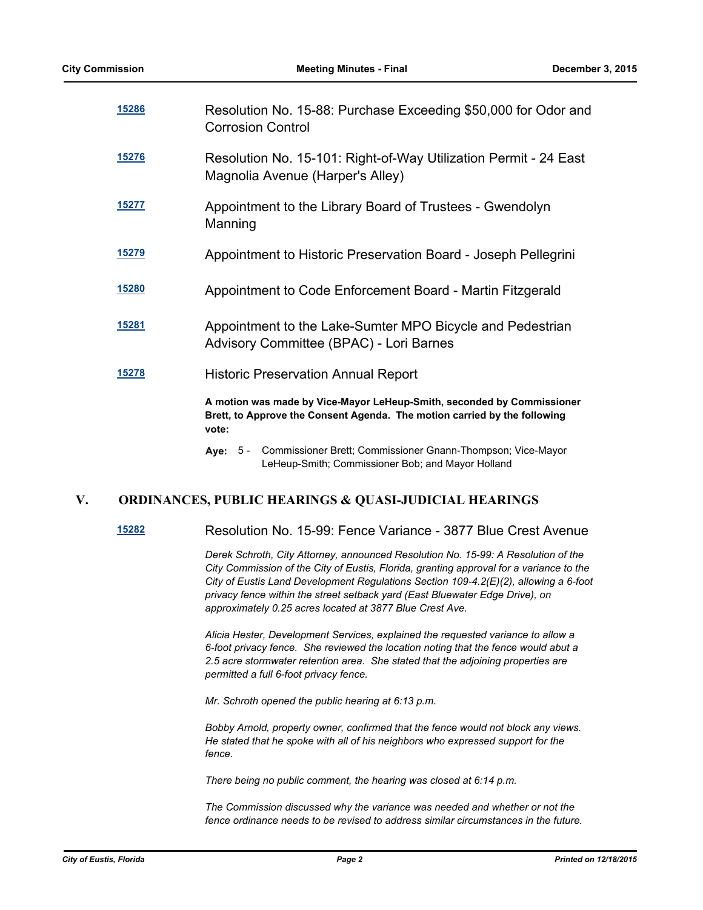**15286** Resolution No. 15-88: Purchase Exceeding $50,000 for Odor and Corrosion Control

**15276** Resolution No. 15-101: Right-of-Way Utilization Permit - 24 East Magnolia Avenue (Harper's Alley)

**15277** Appointment to the Library Board of Trustees - Gwendolyn Manning

**15279** Appointment to Historic Preservation Board - Joseph Pellegrini

**15280** Appointment to Code Enforcement Board - Martin Fitzgerald

**15281** Appointment to the Lake-Sumter MPO Bicycle and Pedestrian Advisory Committee (BPAC) - Lori Barnes

**15278** Historic Preservation Annual Report

**A motion was made by Vice-Mayor LeHeup-Smith, seconded by Commissioner Brett, to Approve the Consent Agenda. The motion carried by the following vote:**

**Aye:** 5 - Commissioner Brett; Commissioner Gnann-Thompson; Vice-Mayor LeHeup-Smith; Commissioner Bob; and Mayor Holland

## V. ORDINANCES, PUBLIC HEARINGS & QUASI-JUDICIAL HEARINGS

**15282** Resolution No. 15-99: Fence Variance - 3877 Blue Crest Avenue

*Derek Schroth, City Attorney, announced Resolution No. 15-99: A Resolution of the City Commission of the City of Eustis, Florida, granting approval for a variance to the City of Eustis Land Development Regulations Section 109-4.2(E)(2), allowing a 6-foot privacy fence within the street setback yard (East Bluewater Edge Drive), on approximately 0.25 acres located at 3877 Blue Crest Ave.*

*Alicia Hester, Development Services, explained the requested variance to allow a 6-foot privacy fence. She reviewed the location noting that the fence would abut a 2.5 acre stormwater retention area. She stated that the adjoining properties are permitted a full 6-foot privacy fence.*

*Mr. Schroth opened the public hearing at 6:13 p.m.*

*Bobby Arnold, property owner, confirmed that the fence would not block any views. He stated that he spoke with all of his neighbors who expressed support for the fence.*

*There being no public comment, the hearing was closed at 6:14 p.m.*

*The Commission discussed why the variance was needed and whether or not the fence ordinance needs to be revised to address similar circumstances in the future.*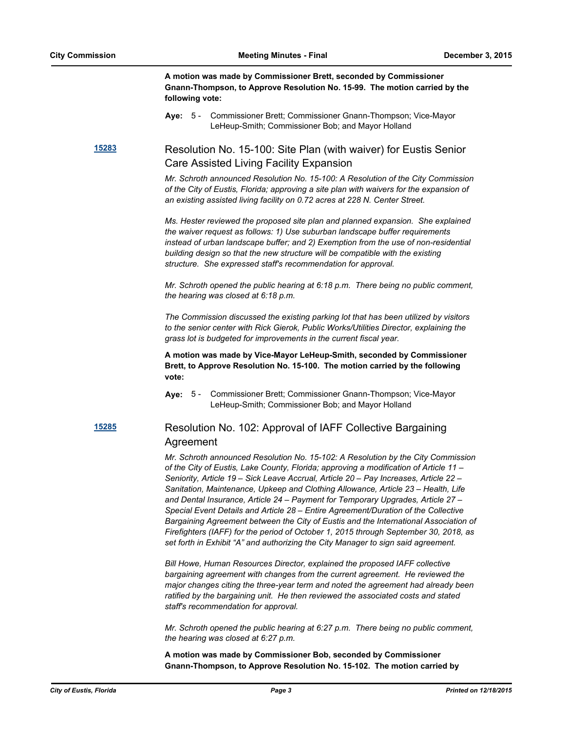**A motion was made by Commissioner Brett, seconded by Commissioner Gnann-Thompson, to Approve Resolution No. 15-99. The motion carried by the following vote:**

**Aye:** 5 - Commissioner Brett; Commissioner Gnann-Thompson; Vice-Mayor LeHeup-Smith; Commissioner Bob; and Mayor Holland

**15283**

## Resolution No. 15-100: Site Plan (with waiver) for Eustis Senior Care Assisted Living Facility Expansion

*Mr. Schroth announced Resolution No. 15-100: A Resolution of the City Commission of the City of Eustis, Florida; approving a site plan with waivers for the expansion of an existing assisted living facility on 0.72 acres at 228 N. Center Street.*

*Ms. Hester reviewed the proposed site plan and planned expansion. She explained the waiver request as follows: 1) Use suburban landscape buffer requirements instead of urban landscape buffer; and 2) Exemption from the use of non-residential building design so that the new structure will be compatible with the existing structure. She expressed staff's recommendation for approval.*

*Mr. Schroth opened the public hearing at 6:18 p.m. There being no public comment, the hearing was closed at 6:18 p.m.*

*The Commission discussed the existing parking lot that has been utilized by visitors to the senior center with Rick Gierok, Public Works/Utilities Director, explaining the grass lot is budgeted for improvements in the current fiscal year.*

**A motion was made by Vice-Mayor LeHeup-Smith, seconded by Commissioner Brett, to Approve Resolution No. 15-100. The motion carried by the following vote:**

**Aye:** 5 - Commissioner Brett; Commissioner Gnann-Thompson; Vice-Mayor LeHeup-Smith; Commissioner Bob; and Mayor Holland

**15285**

## Resolution No. 102: Approval of IAFF Collective Bargaining Agreement

*Mr. Schroth announced Resolution No. 15-102: A Resolution by the City Commission of the City of Eustis, Lake County, Florida; approving a modification of Article 11 – Seniority, Article 19 – Sick Leave Accrual, Article 20 – Pay Increases, Article 22 – Sanitation, Maintenance, Upkeep and Clothing Allowance, Article 23 – Health, Life and Dental Insurance, Article 24 – Payment for Temporary Upgrades, Article 27 – Special Event Details and Article 28 – Entire Agreement/Duration of the Collective Bargaining Agreement between the City of Eustis and the International Association of Firefighters (IAFF) for the period of October 1, 2015 through September 30, 2018, as set forth in Exhibit "A" and authorizing the City Manager to sign said agreement.*

*Bill Howe, Human Resources Director, explained the proposed IAFF collective bargaining agreement with changes from the current agreement. He reviewed the major changes citing the three-year term and noted the agreement had already been ratified by the bargaining unit. He then reviewed the associated costs and stated staff's recommendation for approval.*

*Mr. Schroth opened the public hearing at 6:27 p.m. There being no public comment, the hearing was closed at 6:27 p.m.*

**A motion was made by Commissioner Bob, seconded by Commissioner Gnann-Thompson, to Approve Resolution No. 15-102. The motion carried by**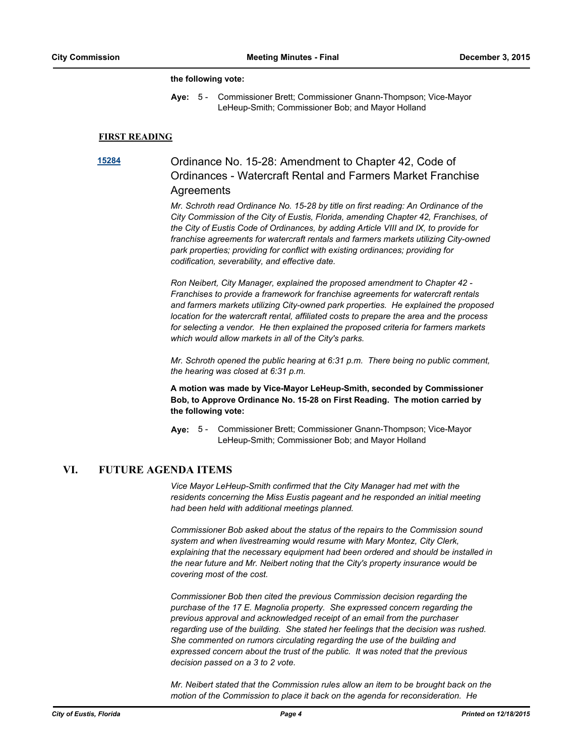**the following vote:**

**Aye:** 5 - Commissioner Brett; Commissioner Gnann-Thompson; Vice-Mayor LeHeup-Smith; Commissioner Bob; and Mayor Holland

**FIRST READING**

**15284** Ordinance No. 15-28: Amendment to Chapter 42, Code of Ordinances - Watercraft Rental and Farmers Market Franchise Agreements

*Mr. Schroth read Ordinance No. 15-28 by title on first reading: An Ordinance of the City Commission of the City of Eustis, Florida, amending Chapter 42, Franchises, of the City of Eustis Code of Ordinances, by adding Article VIII and IX, to provide for franchise agreements for watercraft rentals and farmers markets utilizing City-owned park properties; providing for conflict with existing ordinances; providing for codification, severability, and effective date.*

*Ron Neibert, City Manager, explained the proposed amendment to Chapter 42 - Franchises to provide a framework for franchise agreements for watercraft rentals and farmers markets utilizing City-owned park properties. He explained the proposed location for the watercraft rental, affiliated costs to prepare the area and the process for selecting a vendor. He then explained the proposed criteria for farmers markets which would allow markets in all of the City's parks.*

*Mr. Schroth opened the public hearing at 6:31 p.m. There being no public comment, the hearing was closed at 6:31 p.m.*

**A motion was made by Vice-Mayor LeHeup-Smith, seconded by Commissioner Bob, to Approve Ordinance No. 15-28 on First Reading. The motion carried by the following vote:**

**Aye:** 5 - Commissioner Brett; Commissioner Gnann-Thompson; Vice-Mayor LeHeup-Smith; Commissioner Bob; and Mayor Holland

## VI. FUTURE AGENDA ITEMS

*Vice Mayor LeHeup-Smith confirmed that the City Manager had met with the residents concerning the Miss Eustis pageant and he responded an initial meeting had been held with additional meetings planned.*

*Commissioner Bob asked about the status of the repairs to the Commission sound system and when livestreaming would resume with Mary Montez, City Clerk, explaining that the necessary equipment had been ordered and should be installed in the near future and Mr. Neibert noting that the City's property insurance would be covering most of the cost.*

*Commissioner Bob then cited the previous Commission decision regarding the purchase of the 17 E. Magnolia property. She expressed concern regarding the previous approval and acknowledged receipt of an email from the purchaser regarding use of the building. She stated her feelings that the decision was rushed. She commented on rumors circulating regarding the use of the building and expressed concern about the trust of the public. It was noted that the previous decision passed on a 3 to 2 vote.*

*Mr. Neibert stated that the Commission rules allow an item to be brought back on the motion of the Commission to place it back on the agenda for reconsideration. He*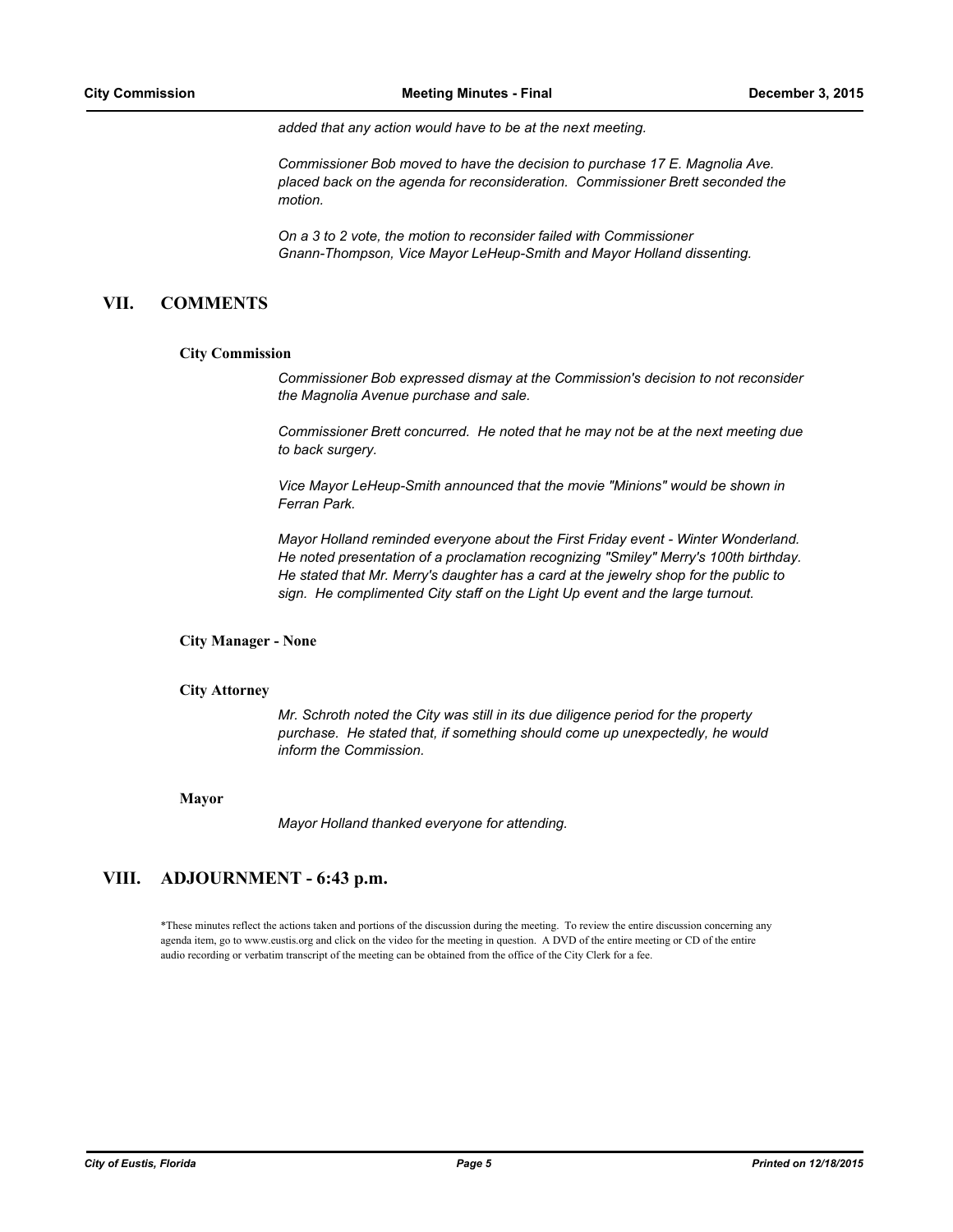*added that any action would have to be at the next meeting.*

*Commissioner Bob moved to have the decision to purchase 17 E. Magnolia Ave. placed back on the agenda for reconsideration. Commissioner Brett seconded the motion.*

*On a 3 to 2 vote, the motion to reconsider failed with Commissioner Gnann-Thompson, Vice Mayor LeHeup-Smith and Mayor Holland dissenting.*

## VII. COMMENTS

### City Commission

*Commissioner Bob expressed dismay at the Commission's decision to not reconsider the Magnolia Avenue purchase and sale.*

*Commissioner Brett concurred. He noted that he may not be at the next meeting due to back surgery.*

*Vice Mayor LeHeup-Smith announced that the movie "Minions" would be shown in Ferran Park.*

*Mayor Holland reminded everyone about the First Friday event - Winter Wonderland. He noted presentation of a proclamation recognizing "Smiley" Merry's 100th birthday. He stated that Mr. Merry's daughter has a card at the jewelry shop for the public to sign. He complimented City staff on the Light Up event and the large turnout.*

### City Manager - None

### City Attorney

*Mr. Schroth noted the City was still in its due diligence period for the property purchase. He stated that, if something should come up unexpectedly, he would inform the Commission.*

### Mayor

*Mayor Holland thanked everyone for attending.*

## VIII. ADJOURNMENT - 6:43 p.m.

*These minutes reflect the actions taken and portions of the discussion during the meeting. To review the entire discussion concerning any agenda item, go to www.eustis.org and click on the video for the meeting in question. A DVD of the entire meeting or CD of the entire audio recording or verbatim transcript of the meeting can be obtained from the office of the City Clerk for a fee.